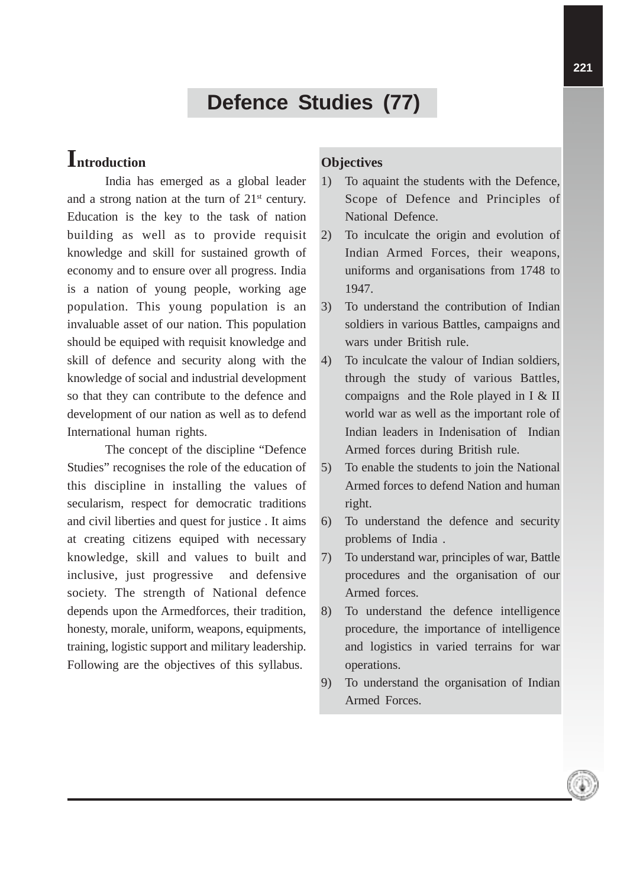# Defence Studies (77)

## Introduction

India has emerged as a global leader and a strong nation at the turn of 21st century. Education is the key to the task of nation building as well as to provide requisit knowledge and skill for sustained growth of economy and to ensure over all progress. India is a nation of young people, working age population. This young population is an invaluable asset of our nation. This population should be equiped with requisit knowledge and skill of defence and security along with the knowledge of social and industrial development so that they can contribute to the defence and development of our nation as well as to defend International human rights.

The concept of the discipline "Defence Studies" recognises the role of the education of this discipline in installing the values of secularism, respect for democratic traditions and civil liberties and quest for justice . It aims at creating citizens equiped with necessary knowledge, skill and values to built and inclusive, just progressive and defensive society. The strength of National defence depends upon the Armedforces, their tradition, honesty, morale, uniform, weapons, equipments, training, logistic support and military leadership. Following are the objectives of this syllabus.

**Objectives**

1) To aquaint the students with the Defence, Scope of Defence and Principles of National Defence.
2) To inculcate the origin and evolution of Indian Armed Forces, their weapons, uniforms and organisations from 1748 to 1947.
3) To understand the contribution of Indian soldiers in various Battles, campaigns and wars under British rule.
4) To inculcate the valour of Indian soldiers, through the study of various Battles, compaigns and the Role played in I & II world war as well as the important role of Indian leaders in Indenisation of Indian Armed forces during British rule.
5) To enable the students to join the National Armed forces to defend Nation and human right.
6) To understand the defence and security problems of India .
7) To understand war, principles of war, Battle procedures and the organisation of our Armed forces.
8) To understand the defence intelligence procedure, the importance of intelligence and logistics in varied terrains for war operations.
9) To understand the organisation of Indian Armed Forces.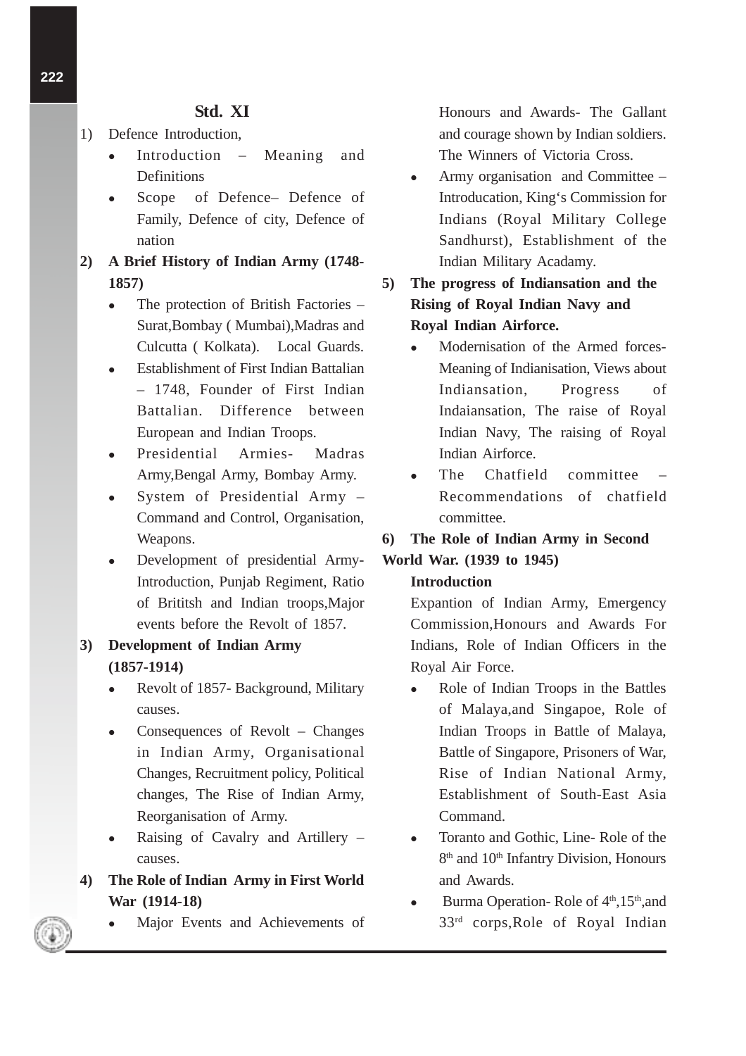## Std. XI

1) Defence Introduction,
   - Introduction – Meaning and Definitions
   - Scope of Defence– Defence of Family, Defence of city, Defence of nation

**2) A Brief History of Indian Army (1748-1857)**
   - The protection of British Factories – Surat,Bombay ( Mumbai),Madras and Culcutta ( Kolkata). Local Guards.
   - Establishment of First Indian Battalian – 1748, Founder of First Indian Battalian. Difference between European and Indian Troops.
   - Presidential Armies- Madras Army,Bengal Army, Bombay Army.
   - System of Presidential Army – Command and Control, Organisation, Weapons.
   - Development of presidential Army- Introduction, Punjab Regiment, Ratio of Brititsh and Indian troops,Major events before the Revolt of 1857.

**3) Development of Indian Army (1857-1914)**
   - Revolt of 1857- Background, Military causes.
   - Consequences of Revolt – Changes in Indian Army, Organisational Changes, Recruitment policy, Political changes, The Rise of Indian Army, Reorganisation of Army.
   - Raising of Cavalry and Artillery – causes.

**4) The Role of Indian Army in First World War (1914-18)**
   - Major Events and Achievements of Honours and Awards- The Gallant and courage shown by Indian soldiers. The Winners of Victoria Cross.
   - Army organisation and Committee – Introducation, King's Commission for Indians (Royal Military College Sandhurst), Establishment of the Indian Military Acadamy.

**5) The progress of Indiansation and the Rising of Royal Indian Navy and Royal Indian Airforce.**
   - Modernisation of the Armed forces- Meaning of Indianisation, Views about Indiansation, Progress of Indaiansation, The raise of Royal Indian Navy, The raising of Royal Indian Airforce.
   - The Chatfield committee – Recommendations of chatfield committee.

**6) The Role of Indian Army in Second World War. (1939 to 1945)**

**Introduction**

Expantion of Indian Army, Emergency Commission,Honours and Awards For Indians, Role of Indian Officers in the Royal Air Force.

   - Role of Indian Troops in the Battles of Malaya,and Singapoe, Role of Indian Troops in Battle of Malaya, Battle of Singapore, Prisoners of War, Rise of Indian National Army, Establishment of South-East Asia Command.
   - Toranto and Gothic, Line- Role of the 8th and 10th Infantry Division, Honours and Awards.
   - Burma Operation- Role of 4th,15th,and 33rd corps,Role of Royal Indian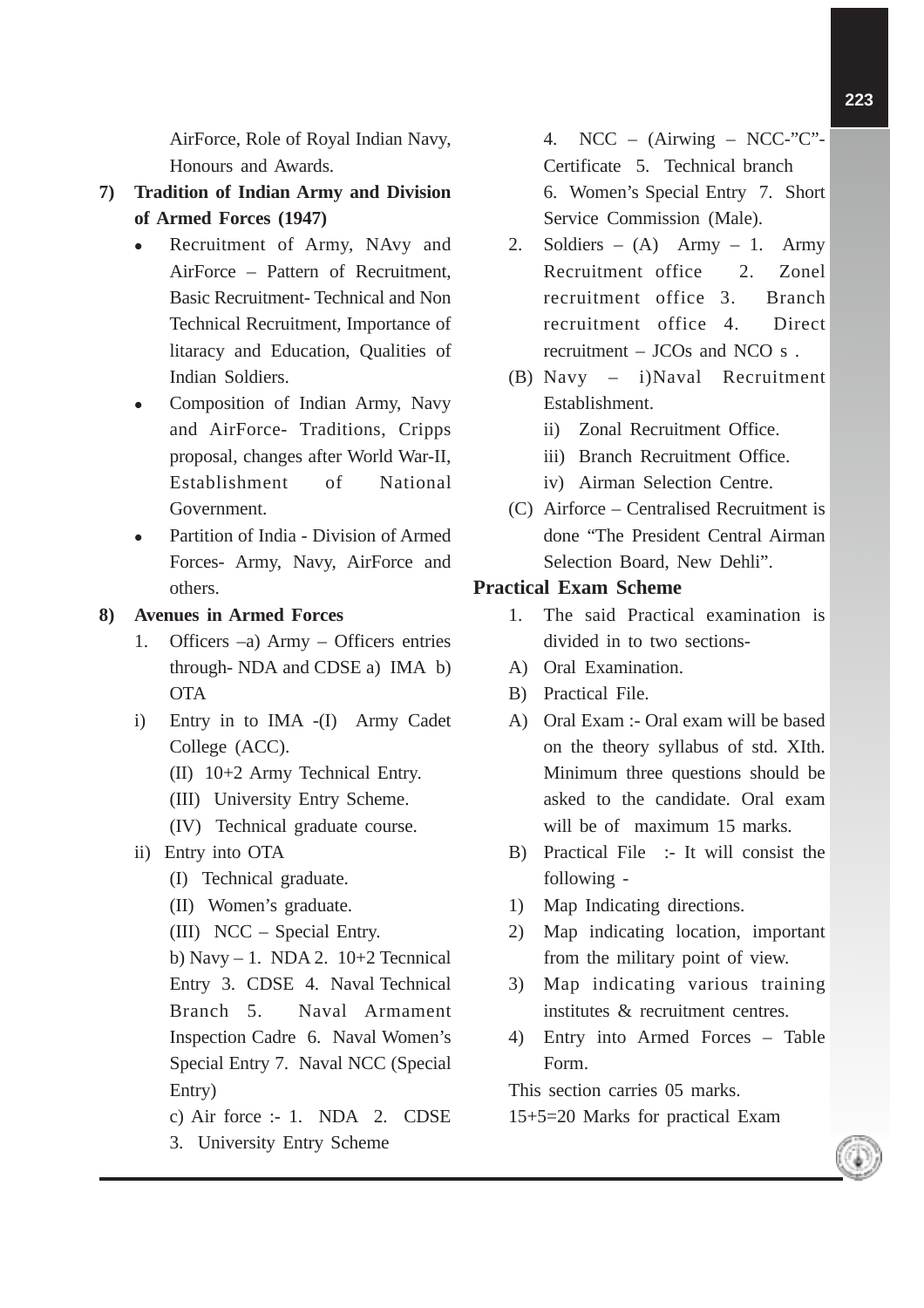AirForce, Role of Royal Indian Navy, Honours and Awards.

**7) Tradition of Indian Army and Division of Armed Forces (1947)**

- Recruitment of Army, NAvy and AirForce – Pattern of Recruitment, Basic Recruitment- Technical and Non Technical Recruitment, Importance of litaracy and Education, Qualities of Indian Soldiers.
- Composition of Indian Army, Navy and AirForce- Traditions, Cripps proposal, changes after World War-II, Establishment of National Government.
- Partition of India - Division of Armed Forces- Army, Navy, AirForce and others.

**8) Avenues in Armed Forces**

1. Officers –a) Army – Officers entries through- NDA and CDSE a) IMA b) OTA

i) Entry in to IMA -(I) Army Cadet College (ACC).

(II) 10+2 Army Technical Entry.

(III) University Entry Scheme.

(IV) Technical graduate course.

ii) Entry into OTA

(I) Technical graduate.

(II) Women's graduate.

(III) NCC – Special Entry.

b) Navy – 1. NDA 2. 10+2 Tecnnical Entry 3. CDSE 4. Naval Technical Branch 5. Naval Armament Inspection Cadre 6. Naval Women's Special Entry 7. Naval NCC (Special Entry)

c) Air force :- 1. NDA 2. CDSE 3. University Entry Scheme 4. NCC – (Airwing – NCC-"C"-Certificate 5. Technical branch 6. Women's Special Entry 7. Short Service Commission (Male).

2. Soldiers – (A) Army – 1. Army Recruitment office 2. Zonel recruitment office 3. Branch recruitment office 4. Direct recruitment – JCOs and NCO s .

(B) Navy – i)Naval Recruitment Establishment.

ii) Zonal Recruitment Office.

iii) Branch Recruitment Office.

iv) Airman Selection Centre.

(C) Airforce – Centralised Recruitment is done "The President Central Airman Selection Board, New Dehli".

**Practical Exam Scheme**

1. The said Practical examination is divided in to two sections-

A) Oral Examination.

B) Practical File.

A) Oral Exam :- Oral exam will be based on the theory syllabus of std. XIth. Minimum three questions should be asked to the candidate. Oral exam will be of maximum 15 marks.

B) Practical File :- It will consist the following -

1) Map Indicating directions.
2) Map indicating location, important from the military point of view.
3) Map indicating various training institutes & recruitment centres.
4) Entry into Armed Forces – Table Form.

This section carries 05 marks.

15+5=20 Marks for practical Exam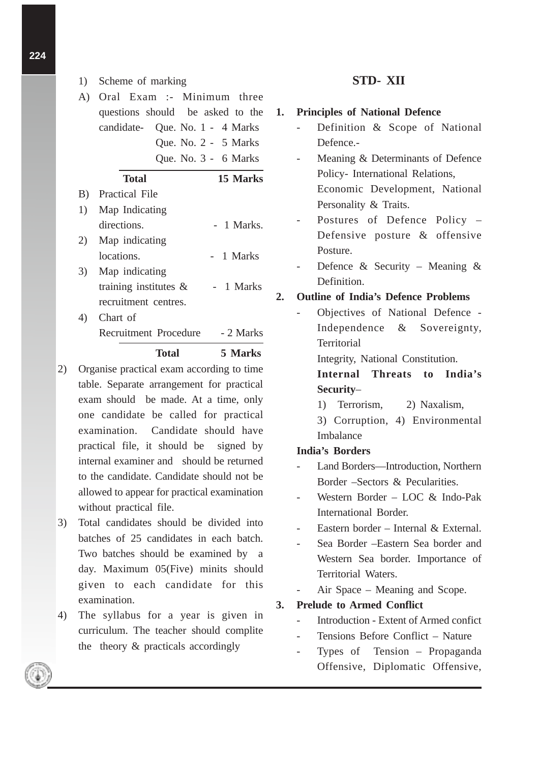1) Scheme of marking

A) Oral Exam :- Minimum three questions should be asked to the candidate-

| | |
|---|---|
| Que. No. 1 - | 4 Marks |
| Que. No. 2 - | 5 Marks |
| Que. No. 3 - | 6 Marks |
| **Total** | **15 Marks** |

B) Practical File

| | | |
|---|---|---|
| 1) | Map Indicating directions. | - 1 Marks. |
| 2) | Map indicating locations. | - 1 Marks |
| 3) | Map indicating training institutes & recruitment centres. | - 1 Marks |
| 4) | Chart of Recruitment Procedure | - 2 Marks |
| | **Total** | **5 Marks** |

2) Organise practical exam according to time table. Separate arrangement for practical exam should be made. At a time, only one candidate be called for practical examination. Candidate should have practical file, it should be signed by internal examiner and should be returned to the candidate. Candidate should not be allowed to appear for practical examination without practical file.

3) Total candidates should be divided into batches of 25 candidates in each batch. Two batches should be examined by a day. Maximum 05(Five) minits should given to each candidate for this examination.

4) The syllabus for a year is given in curriculum. The teacher should complite the theory & practicals accordingly

## STD- XII

**1. Principles of National Defence**

- Definition & Scope of National Defence.-
- Meaning & Determinants of Defence Policy- International Relations, Economic Development, National Personality & Traits.
- Postures of Defence Policy – Defensive posture & offensive Posture.
- Defence & Security – Meaning & Definition.

**2. Outline of India's Defence Problems**

- Objectives of National Defence - Independence & Sovereignty, Territorial Integrity, National Constitution.

  **Internal Threats to India's Security**–

  1) Terrorism, 2) Naxalism, 3) Corruption, 4) Environmental Imbalance

**India's Borders**

- Land Borders—Introduction, Northern Border –Sectors & Pecularities.
- Western Border – LOC & Indo-Pak International Border.
- Eastern border – Internal & External.
- Sea Border –Eastern Sea border and Western Sea border. Importance of Territorial Waters.
- Air Space – Meaning and Scope.

**3. Prelude to Armed Conflict**

- Introduction - Extent of Armed confict
- Tensions Before Conflict – Nature
- Types of Tension – Propaganda Offensive, Diplomatic Offensive,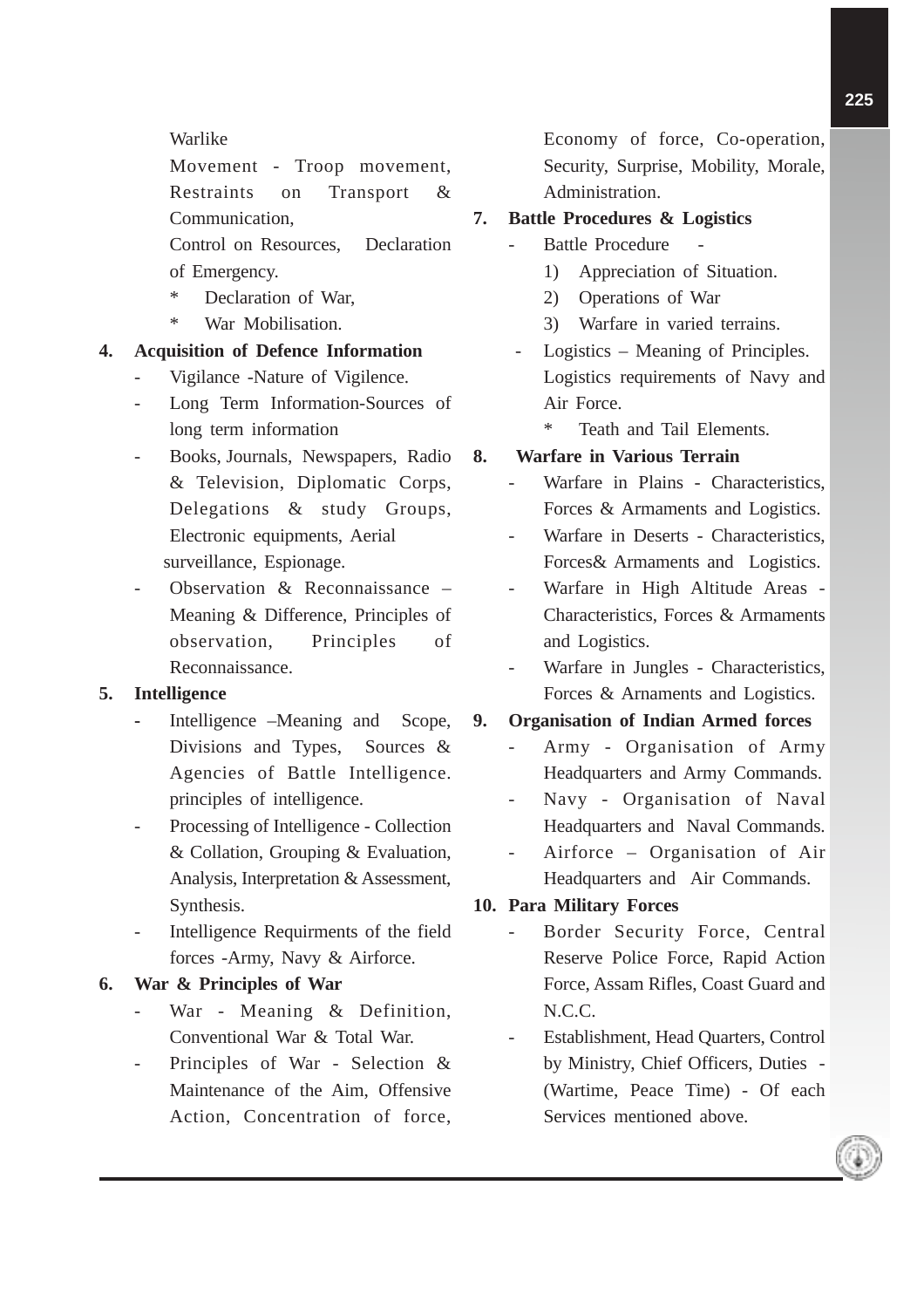Warlike

Movement - Troop movement, Restraints on Transport & Communication,

Control on Resources, Declaration of Emergency.

* Declaration of War,
* War Mobilisation.

**4. Acquisition of Defence Information**

- Vigilance -Nature of Vigilence.
- Long Term Information-Sources of long term information
- Books, Journals, Newspapers, Radio & Television, Diplomatic Corps, Delegations & study Groups, Electronic equipments, Aerial surveillance, Espionage.
- Observation & Reconnaissance – Meaning & Difference, Principles of observation, Principles of Reconnaissance.

**5. Intelligence**

- Intelligence –Meaning and Scope, Divisions and Types, Sources & Agencies of Battle Intelligence. principles of intelligence.
- Processing of Intelligence - Collection & Collation, Grouping & Evaluation, Analysis, Interpretation & Assessment, Synthesis.
- Intelligence Requirments of the field forces -Army, Navy & Airforce.

**6. War & Principles of War**

- War - Meaning & Definition, Conventional War & Total War.
- Principles of War - Selection & Maintenance of the Aim, Offensive Action, Concentration of force, Economy of force, Co-operation, Security, Surprise, Mobility, Morale, Administration.

**7. Battle Procedures & Logistics**

- Battle Procedure -
  1) Appreciation of Situation.
  2) Operations of War
  3) Warfare in varied terrains.
- Logistics – Meaning of Principles. Logistics requirements of Navy and Air Force.
  * Teath and Tail Elements.

**8. Warfare in Various Terrain**

- Warfare in Plains - Characteristics, Forces & Armaments and Logistics.
- Warfare in Deserts - Characteristics, Forces& Armaments and Logistics.
- Warfare in High Altitude Areas - Characteristics, Forces & Armaments and Logistics.
- Warfare in Jungles - Characteristics, Forces & Arnaments and Logistics.

**9. Organisation of Indian Armed forces**

- Army - Organisation of Army Headquarters and Army Commands.
- Navy - Organisation of Naval Headquarters and Naval Commands.
- Airforce – Organisation of Air Headquarters and Air Commands.

**10. Para Military Forces**

- Border Security Force, Central Reserve Police Force, Rapid Action Force, Assam Rifles, Coast Guard and N.C.C.
- Establishment, Head Quarters, Control by Ministry, Chief Officers, Duties - (Wartime, Peace Time) - Of each Services mentioned above.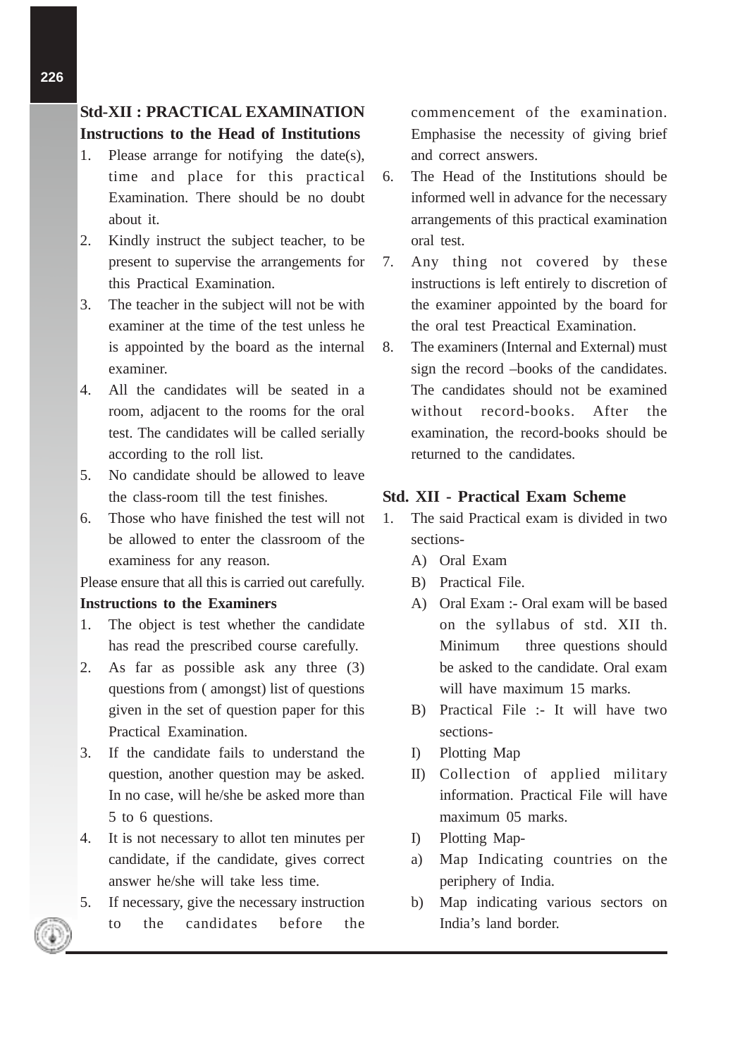## Std-XII : PRACTICAL EXAMINATION

### Instructions to the Head of Institutions

1. Please arrange for notifying the date(s), time and place for this practical Examination. There should be no doubt about it.
2. Kindly instruct the subject teacher, to be present to supervise the arrangements for this Practical Examination.
3. The teacher in the subject will not be with examiner at the time of the test unless he is appointed by the board as the internal examiner.
4. All the candidates will be seated in a room, adjacent to the rooms for the oral test. The candidates will be called serially according to the roll list.
5. No candidate should be allowed to leave the class-room till the test finishes.
6. Those who have finished the test will not be allowed to enter the classroom of the examiness for any reason.

Please ensure that all this is carried out carefully.

### Instructions to the Examiners

1. The object is test whether the candidate has read the prescribed course carefully.
2. As far as possible ask any three (3) questions from ( amongst) list of questions given in the set of question paper for this Practical Examination.
3. If the candidate fails to understand the question, another question may be asked. In no case, will he/she be asked more than 5 to 6 questions.
4. It is not necessary to allot ten minutes per candidate, if the candidate, gives correct answer he/she will take less time.
5. If necessary, give the necessary instruction to the candidates before the commencement of the examination. Emphasise the necessity of giving brief and correct answers.
6. The Head of the Institutions should be informed well in advance for the necessary arrangements of this practical examination oral test.
7. Any thing not covered by these instructions is left entirely to discretion of the examiner appointed by the board for the oral test Preactical Examination.
8. The examiners (Internal and External) must sign the record –books of the candidates. The candidates should not be examined without record-books. After the examination, the record-books should be returned to the candidates.

### Std. XII - Practical Exam Scheme

1. The said Practical exam is divided in two sections-
   - A) Oral Exam
   - B) Practical File.
   - A) Oral Exam :- Oral exam will be based on the syllabus of std. XII th. Minimum three questions should be asked to the candidate. Oral exam will have maximum 15 marks.
   - B) Practical File :- It will have two sections-
   - I) Plotting Map
   - II) Collection of applied military information. Practical File will have maximum 05 marks.
   - I) Plotting Map-
   - a) Map Indicating countries on the periphery of India.
   - b) Map indicating various sectors on India's land border.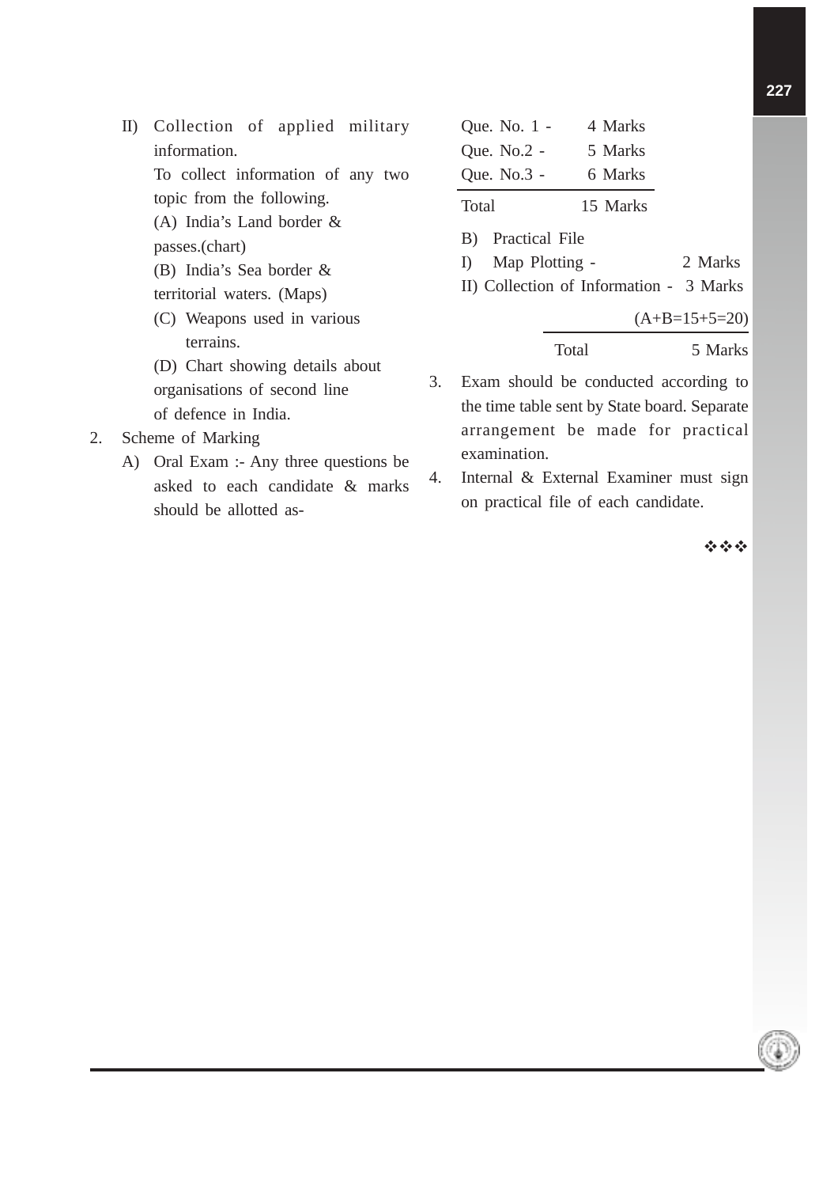II) Collection of applied military information.

To collect information of any two topic from the following.

(A) India's Land border & passes.(chart)

(B) India's Sea border & territorial waters. (Maps)

(C) Weapons used in various terrains.

(D) Chart showing details about organisations of second line of defence in India.

2. Scheme of Marking

A) Oral Exam :- Any three questions be asked to each candidate & marks should be allotted as-

| | |
|---|---|
| Que. No. 1 - | 4 Marks |
| Que. No.2 - | 5 Marks |
| Que. No.3 - | 6 Marks |
| Total | 15 Marks |

B) Practical File

I) Map Plotting - 2 Marks

II) Collection of Information - 3 Marks

(A+B=15+5=20)

Total 5 Marks

3. Exam should be conducted according to the time table sent by State board. Separate arrangement be made for practical examination.

4. Internal & External Examiner must sign on practical file of each candidate.

❖❖❖